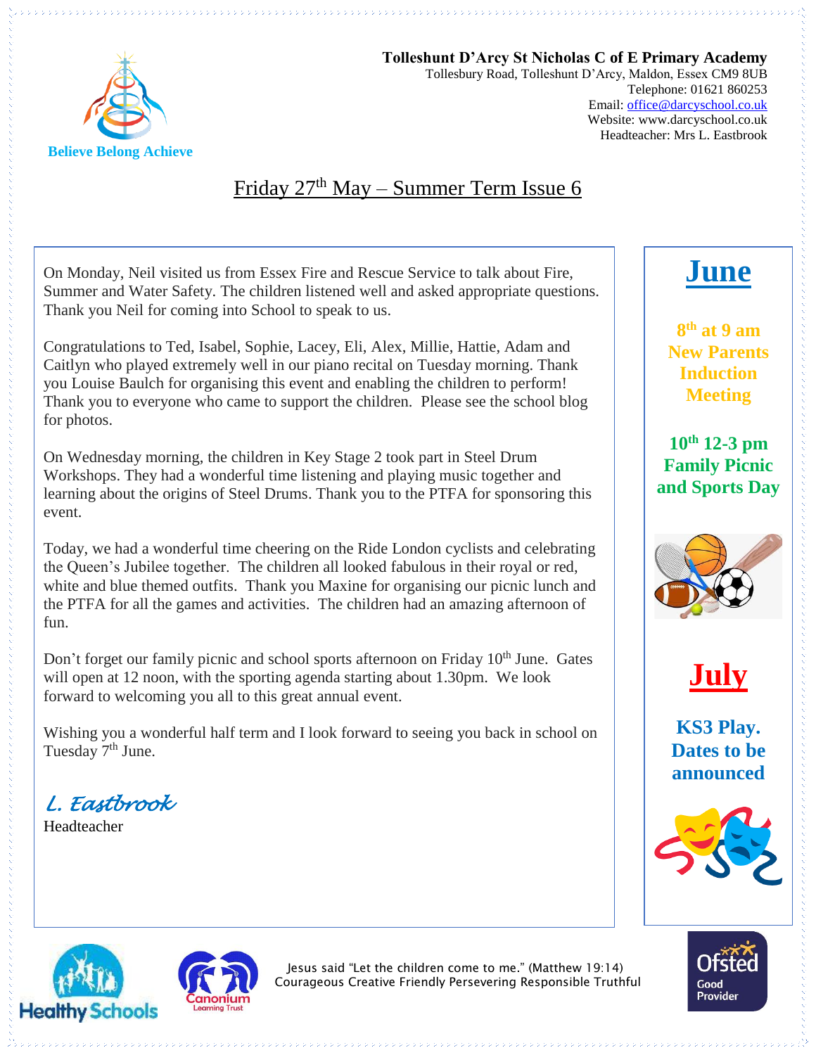**Tolleshunt D'Arcy St Nicholas C of E Primary Academy**
Tollesbury Road, Tolleshunt D'Arcy, Maldon, Essex CM9 8UB
Telephone: 01621 860253
Email: office@darcyschool.co.uk
Website: www.darcyschool.co.uk
Headteacher: Mrs L. Eastbrook

Believe Belong Achieve

# Friday 27th May – Summer Term Issue 6

On Monday, Neil visited us from Essex Fire and Rescue Service to talk about Fire, Summer and Water Safety. The children listened well and asked appropriate questions. Thank you Neil for coming into School to speak to us.

Congratulations to Ted, Isabel, Sophie, Lacey, Eli, Alex, Millie, Hattie, Adam and Caitlyn who played extremely well in our piano recital on Tuesday morning. Thank you Louise Baulch for organising this event and enabling the children to perform! Thank you to everyone who came to support the children. Please see the school blog for photos.

On Wednesday morning, the children in Key Stage 2 took part in Steel Drum Workshops. They had a wonderful time listening and playing music together and learning about the origins of Steel Drums. Thank you to the PTFA for sponsoring this event.

Today, we had a wonderful time cheering on the Ride London cyclists and celebrating the Queen's Jubilee together. The children all looked fabulous in their royal or red, white and blue themed outfits. Thank you Maxine for organising our picnic lunch and the PTFA for all the games and activities. The children had an amazing afternoon of fun.

Don't forget our family picnic and school sports afternoon on Friday 10th June. Gates will open at 12 noon, with the sporting agenda starting about 1.30pm. We look forward to welcoming you all to this great annual event.

Wishing you a wonderful half term and I look forward to seeing you back in school on Tuesday 7th June.

*L. Eastbrook*
Headteacher

## June

**8th at 9 am New Parents Induction Meeting**

**10th 12-3 pm Family Picnic and Sports Day**

## July

**KS3 Play. Dates to be announced**

Jesus said "Let the children come to me." (Matthew 19:14)
Courageous Creative Friendly Persevering Responsible Truthful

Healthy Schools
Canonium Learning Trust
Ofsted Good Provider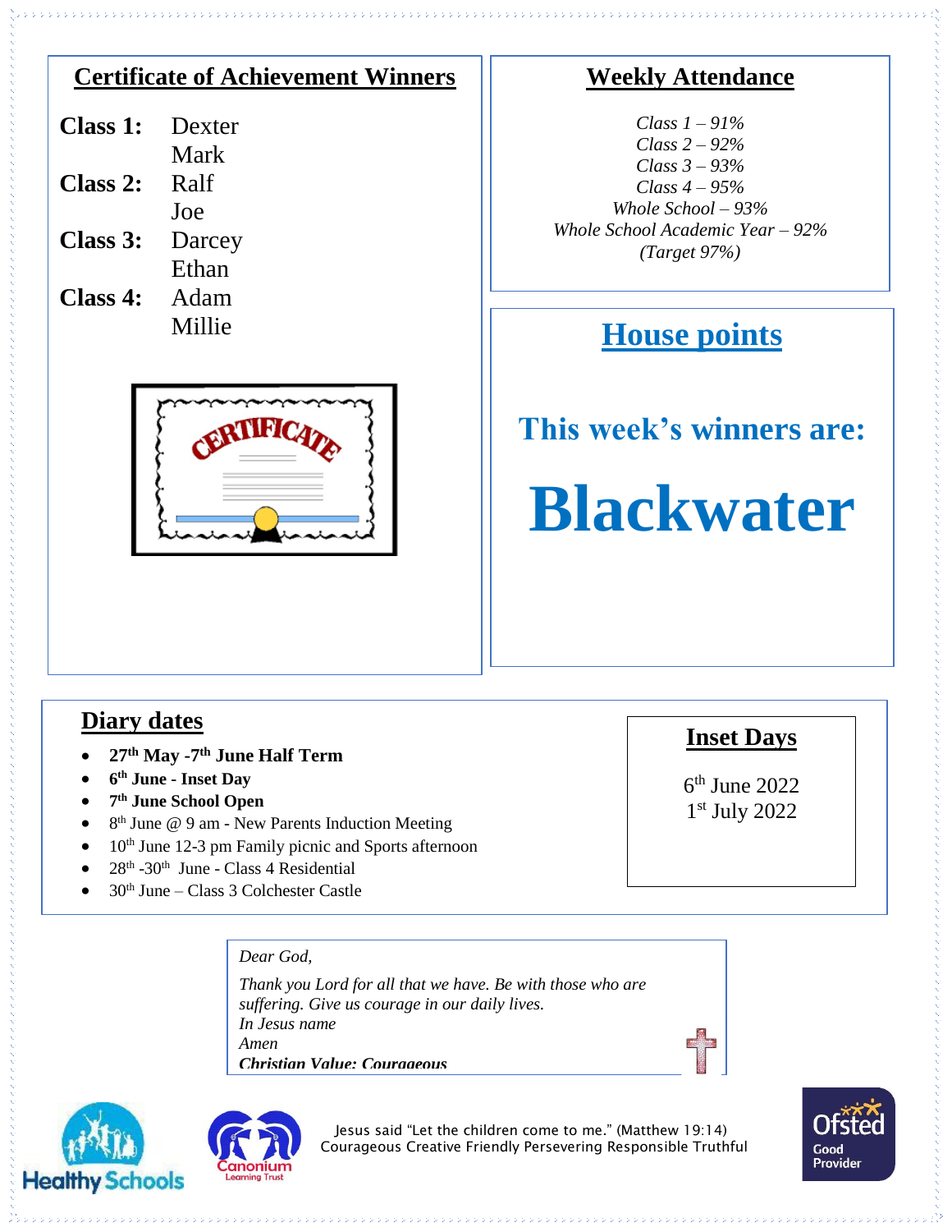## Certificate of Achievement Winners

**Class 1:** Dexter
Mark

**Class 2:** Ralf
Joe

**Class 3:** Darcey
Ethan

**Class 4:** Adam
Millie

## Weekly Attendance

*Class 1 – 91%*
*Class 2 – 92%*
*Class 3 – 93%*
*Class 4 – 95%*
*Whole School – 93%*
*Whole School Academic Year – 92%*
*(Target 97%)*

## House points

**This week's winners are:**

# Blackwater

## Diary dates

- **27th May -7th June Half Term**
- **6th June - Inset Day**
- **7th June School Open**
- 8th June @ 9 am - New Parents Induction Meeting
- 10th June 12-3 pm Family picnic and Sports afternoon
- 28th -30th June - Class 4 Residential
- 30th June – Class 3 Colchester Castle

### Inset Days

6th June 2022
1st July 2022

*Dear God,*

*Thank you Lord for all that we have. Be with those who are suffering. Give us courage in our daily lives.*
*In Jesus name*
*Amen*
***Christian Value: Courageous***

Healthy Schools

Canonium Learning Trust

Jesus said "Let the children come to me." (Matthew 19:14)
Courageous Creative Friendly Persevering Responsible Truthful

Ofsted Good Provider